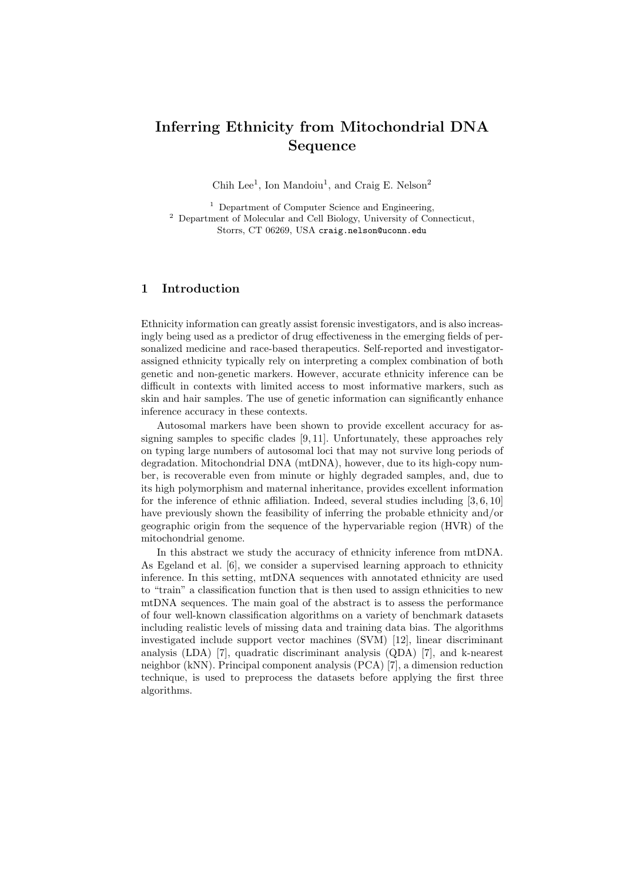# Inferring Ethnicity from Mitochondrial DNA Sequence

Chih Lee[1], Ion Mandoiu[1], and Craig E. Nelson[2]

[1] Department of Computer Science and Engineering,
[2] Department of Molecular and Cell Biology, University of Connecticut,
Storrs, CT 06269, USA craig.nelson@uconn.edu

## 1 Introduction

Ethnicity information can greatly assist forensic investigators, and is also increasingly being used as a predictor of drug effectiveness in the emerging fields of personalized medicine and race-based therapeutics. Self-reported and investigator-assigned ethnicity typically rely on interpreting a complex combination of both genetic and non-genetic markers. However, accurate ethnicity inference can be difficult in contexts with limited access to most informative markers, such as skin and hair samples. The use of genetic information can significantly enhance inference accuracy in these contexts.

Autosomal markers have been shown to provide excellent accuracy for assigning samples to specific clades [9, 11]. Unfortunately, these approaches rely on typing large numbers of autosomal loci that may not survive long periods of degradation. Mitochondrial DNA (mtDNA), however, due to its high-copy number, is recoverable even from minute or highly degraded samples, and, due to its high polymorphism and maternal inheritance, provides excellent information for the inference of ethnic affiliation. Indeed, several studies including [3, 6, 10] have previously shown the feasibility of inferring the probable ethnicity and/or geographic origin from the sequence of the hypervariable region (HVR) of the mitochondrial genome.

In this abstract we study the accuracy of ethnicity inference from mtDNA. As Egeland et al. [6], we consider a supervised learning approach to ethnicity inference. In this setting, mtDNA sequences with annotated ethnicity are used to "train" a classification function that is then used to assign ethnicities to new mtDNA sequences. The main goal of the abstract is to assess the performance of four well-known classification algorithms on a variety of benchmark datasets including realistic levels of missing data and training data bias. The algorithms investigated include support vector machines (SVM) [12], linear discriminant analysis (LDA) [7], quadratic discriminant analysis (QDA) [7], and k-nearest neighbor (kNN). Principal component analysis (PCA) [7], a dimension reduction technique, is used to preprocess the datasets before applying the first three algorithms.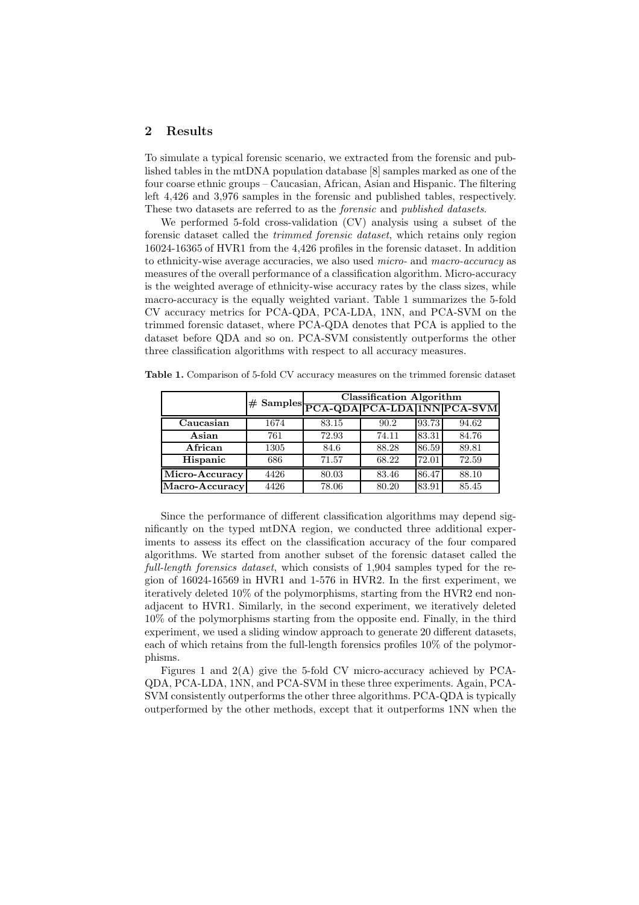## 2 Results

To simulate a typical forensic scenario, we extracted from the forensic and published tables in the mtDNA population database [8] samples marked as one of the four coarse ethnic groups – Caucasian, African, Asian and Hispanic. The filtering left 4,426 and 3,976 samples in the forensic and published tables, respectively. These two datasets are referred to as the *forensic* and *published datasets*.

We performed 5-fold cross-validation (CV) analysis using a subset of the forensic dataset called the *trimmed forensic dataset*, which retains only region 16024-16365 of HVR1 from the 4,426 profiles in the forensic dataset. In addition to ethnicity-wise average accuracies, we also used *micro-* and *macro-accuracy* as measures of the overall performance of a classification algorithm. Micro-accuracy is the weighted average of ethnicity-wise accuracy rates by the class sizes, while macro-accuracy is the equally weighted variant. Table 1 summarizes the 5-fold CV accuracy metrics for PCA-QDA, PCA-LDA, 1NN, and PCA-SVM on the trimmed forensic dataset, where PCA-QDA denotes that PCA is applied to the dataset before QDA and so on. PCA-SVM consistently outperforms the other three classification algorithms with respect to all accuracy measures.

**Table 1.** Comparison of 5-fold CV accuracy measures on the trimmed forensic dataset

| | # Samples | Classification Algorithm | | | |
|---|---|---|---|---|---|
| | | PCA-QDA | PCA-LDA | 1NN | PCA-SVM |
| **Caucasian** | 1674 | 83.15 | 90.2 | 93.73 | 94.62 |
| **Asian** | 761 | 72.93 | 74.11 | 83.31 | 84.76 |
| **African** | 1305 | 84.6 | 88.28 | 86.59 | 89.81 |
| **Hispanic** | 686 | 71.57 | 68.22 | 72.01 | 72.59 |
| **Micro-Accuracy** | 4426 | 80.03 | 83.46 | 86.47 | 88.10 |
| **Macro-Accuracy** | 4426 | 78.06 | 80.20 | 83.91 | 85.45 |

Since the performance of different classification algorithms may depend significantly on the typed mtDNA region, we conducted three additional experiments to assess its effect on the classification accuracy of the four compared algorithms. We started from another subset of the forensic dataset called the *full-length forensics dataset*, which consists of 1,904 samples typed for the region of 16024-16569 in HVR1 and 1-576 in HVR2. In the first experiment, we iteratively deleted 10% of the polymorphisms, starting from the HVR2 end non-adjacent to HVR1. Similarly, in the second experiment, we iteratively deleted 10% of the polymorphisms starting from the opposite end. Finally, in the third experiment, we used a sliding window approach to generate 20 different datasets, each of which retains from the full-length forensics profiles 10% of the polymorphisms.

Figures 1 and 2(A) give the 5-fold CV micro-accuracy achieved by PCA-QDA, PCA-LDA, 1NN, and PCA-SVM in these three experiments. Again, PCA-SVM consistently outperforms the other three algorithms. PCA-QDA is typically outperformed by the other methods, except that it outperforms 1NN when the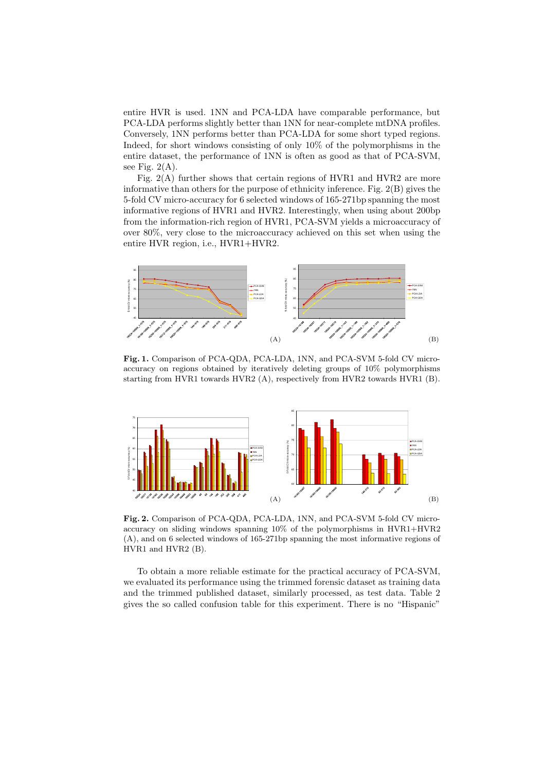entire HVR is used. 1NN and PCA-LDA have comparable performance, but PCA-LDA performs slightly better than 1NN for near-complete mtDNA profiles. Conversely, 1NN performs better than PCA-LDA for some short typed regions. Indeed, for short windows consisting of only 10% of the polymorphisms in the entire dataset, the performance of 1NN is often as good as that of PCA-SVM, see Fig. 2(A).

Fig. 2(A) further shows that certain regions of HVR1 and HVR2 are more informative than others for the purpose of ethnicity inference. Fig. 2(B) gives the 5-fold CV micro-accuracy for 6 selected windows of 165-271bp spanning the most informative regions of HVR1 and HVR2. Interestingly, when using about 200bp from the information-rich region of HVR1, PCA-SVM yields a microaccuracy of over 80%, very close to the microaccuracy achieved on this set when using the entire HVR region, i.e., HVR1+HVR2.

(A)

(B)

**Fig. 1.** Comparison of PCA-QDA, PCA-LDA, 1NN, and PCA-SVM 5-fold CV micro-accuracy on regions obtained by iteratively deleting groups of 10% polymorphisms starting from HVR1 towards HVR2 (A), respectively from HVR2 towards HVR1 (B).

(A)

(B)

**Fig. 2.** Comparison of PCA-QDA, PCA-LDA, 1NN, and PCA-SVM 5-fold CV micro-accuracy on sliding windows spanning 10% of the polymorphisms in HVR1+HVR2 (A), and on 6 selected windows of 165-271bp spanning the most informative regions of HVR1 and HVR2 (B).

To obtain a more reliable estimate for the practical accuracy of PCA-SVM, we evaluated its performance using the trimmed forensic dataset as training data and the trimmed published dataset, similarly processed, as test data. Table 2 gives the so called confusion table for this experiment. There is no "Hispanic"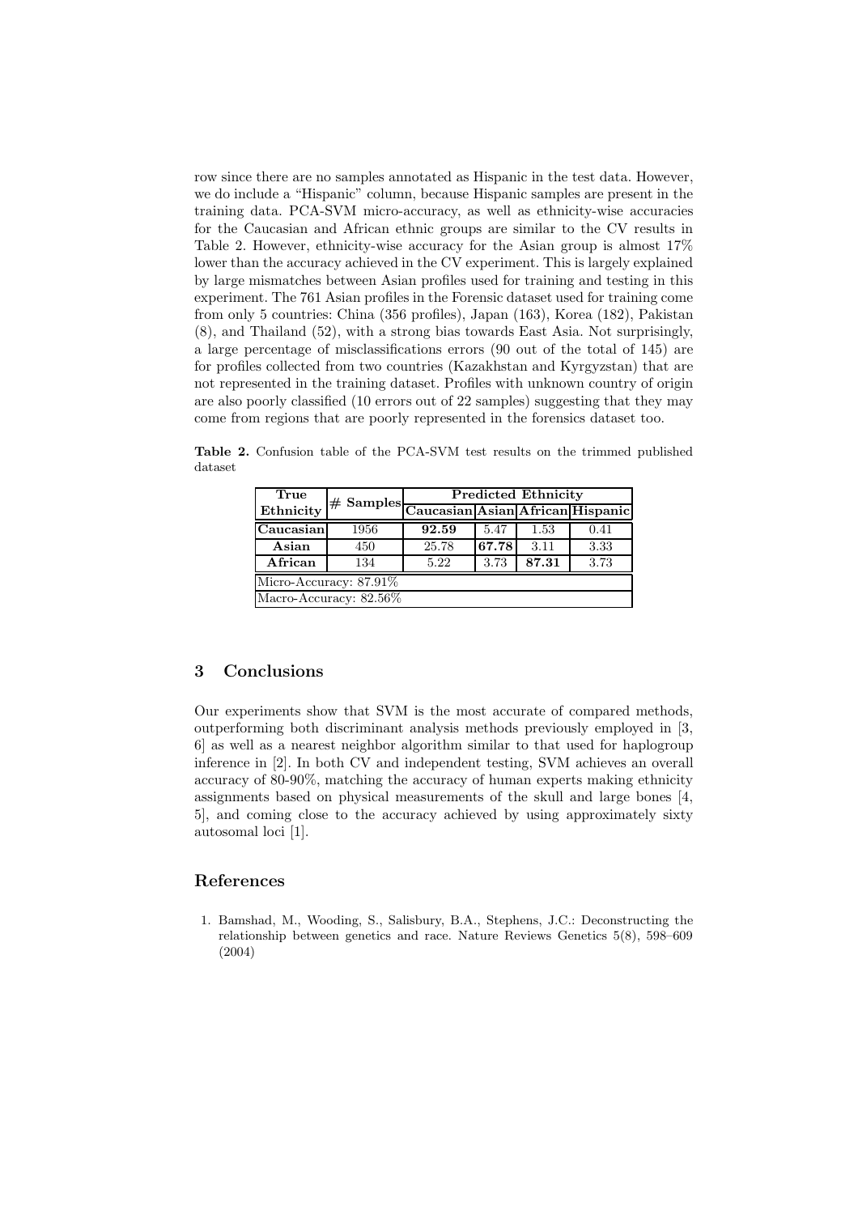row since there are no samples annotated as Hispanic in the test data. However, we do include a "Hispanic" column, because Hispanic samples are present in the training data. PCA-SVM micro-accuracy, as well as ethnicity-wise accuracies for the Caucasian and African ethnic groups are similar to the CV results in Table 2. However, ethnicity-wise accuracy for the Asian group is almost 17% lower than the accuracy achieved in the CV experiment. This is largely explained by large mismatches between Asian profiles used for training and testing in this experiment. The 761 Asian profiles in the Forensic dataset used for training come from only 5 countries: China (356 profiles), Japan (163), Korea (182), Pakistan (8), and Thailand (52), with a strong bias towards East Asia. Not surprisingly, a large percentage of misclassifications errors (90 out of the total of 145) are for profiles collected from two countries (Kazakhstan and Kyrgyzstan) that are not represented in the training dataset. Profiles with unknown country of origin are also poorly classified (10 errors out of 22 samples) suggesting that they may come from regions that are poorly represented in the forensics dataset too.

**Table 2.** Confusion table of the PCA-SVM test results on the trimmed published dataset

| True Ethnicity | # Samples | Predicted Ethnicity | | | |
|---|---|---|---|---|---|
| | | Caucasian | Asian | African | Hispanic |
| **Caucasian** | 1956 | **92.59** | 5.47 | 1.53 | 0.41 |
| **Asian** | 450 | 25.78 | **67.78** | 3.11 | 3.33 |
| **African** | 134 | 5.22 | 3.73 | **87.31** | 3.73 |
| Micro-Accuracy: 87.91% | | | | | |
| Macro-Accuracy: 82.56% | | | | | |

## 3 Conclusions

Our experiments show that SVM is the most accurate of compared methods, outperforming both discriminant analysis methods previously employed in [3, 6] as well as a nearest neighbor algorithm similar to that used for haplogroup inference in [2]. In both CV and independent testing, SVM achieves an overall accuracy of 80-90%, matching the accuracy of human experts making ethnicity assignments based on physical measurements of the skull and large bones [4, 5], and coming close to the accuracy achieved by using approximately sixty autosomal loci [1].

## References

1. Bamshad, M., Wooding, S., Salisbury, B.A., Stephens, J.C.: Deconstructing the relationship between genetics and race. Nature Reviews Genetics 5(8), 598–609 (2004)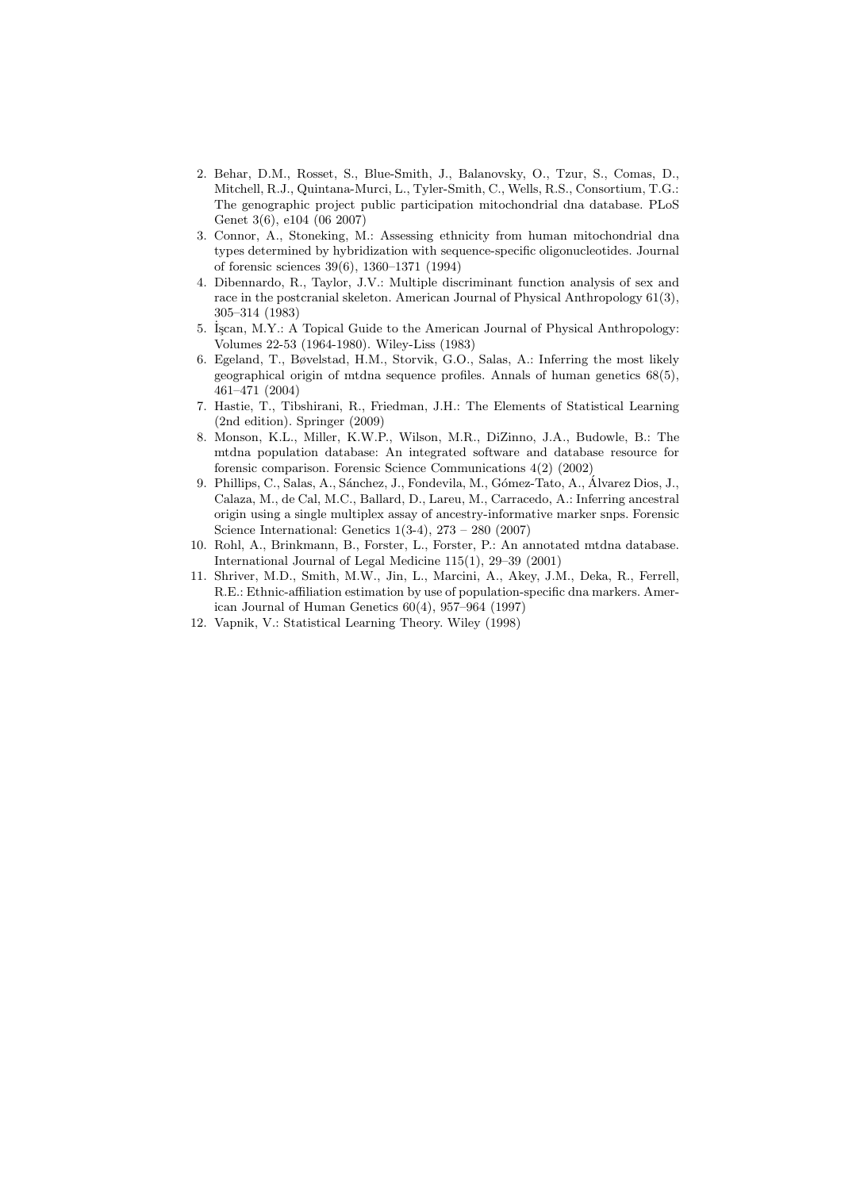2. Behar, D.M., Rosset, S., Blue-Smith, J., Balanovsky, O., Tzur, S., Comas, D., Mitchell, R.J., Quintana-Murci, L., Tyler-Smith, C., Wells, R.S., Consortium, T.G.: The genographic project public participation mitochondrial dna database. PLoS Genet 3(6), e104 (06 2007)
3. Connor, A., Stoneking, M.: Assessing ethnicity from human mitochondrial dna types determined by hybridization with sequence-specific oligonucleotides. Journal of forensic sciences 39(6), 1360–1371 (1994)
4. Dibennardo, R., Taylor, J.V.: Multiple discriminant function analysis of sex and race in the postcranial skeleton. American Journal of Physical Anthropology 61(3), 305–314 (1983)
5. İşcan, M.Y.: A Topical Guide to the American Journal of Physical Anthropology: Volumes 22-53 (1964-1980). Wiley-Liss (1983)
6. Egeland, T., Bøvelstad, H.M., Storvik, G.O., Salas, A.: Inferring the most likely geographical origin of mtdna sequence profiles. Annals of human genetics 68(5), 461–471 (2004)
7. Hastie, T., Tibshirani, R., Friedman, J.H.: The Elements of Statistical Learning (2nd edition). Springer (2009)
8. Monson, K.L., Miller, K.W.P., Wilson, M.R., DiZinno, J.A., Budowle, B.: The mtdna population database: An integrated software and database resource for forensic comparison. Forensic Science Communications 4(2) (2002)
9. Phillips, C., Salas, A., Sánchez, J., Fondevila, M., Gómez-Tato, A., Álvarez Dios, J., Calaza, M., de Cal, M.C., Ballard, D., Lareu, M., Carracedo, A.: Inferring ancestral origin using a single multiplex assay of ancestry-informative marker snps. Forensic Science International: Genetics 1(3-4), 273 – 280 (2007)
10. Rohl, A., Brinkmann, B., Forster, L., Forster, P.: An annotated mtdna database. International Journal of Legal Medicine 115(1), 29–39 (2001)
11. Shriver, M.D., Smith, M.W., Jin, L., Marcini, A., Akey, J.M., Deka, R., Ferrell, R.E.: Ethnic-affiliation estimation by use of population-specific dna markers. American Journal of Human Genetics 60(4), 957–964 (1997)
12. Vapnik, V.: Statistical Learning Theory. Wiley (1998)